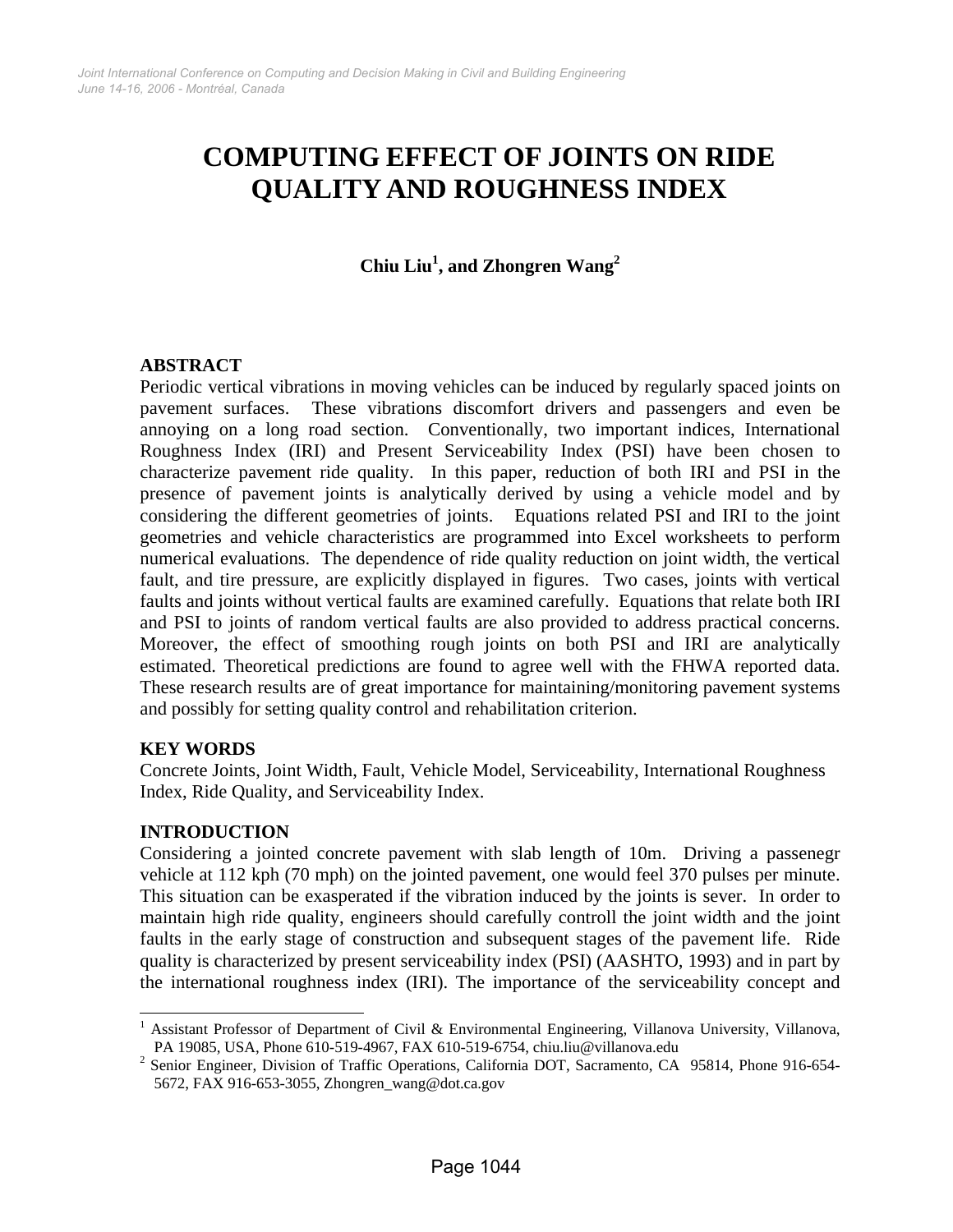# COMPUTING EFFECT OF JOINTS ON RIDE QUALITY AND ROUGHNESS INDEX

**Chiu Liu[1], and Zhongren Wang[2]**

## ABSTRACT

Periodic vertical vibrations in moving vehicles can be induced by regularly spaced joints on pavement surfaces. These vibrations discomfort drivers and passengers and even be annoying on a long road section. Conventionally, two important indices, International Roughness Index (IRI) and Present Serviceability Index (PSI) have been chosen to characterize pavement ride quality. In this paper, reduction of both IRI and PSI in the presence of pavement joints is analytically derived by using a vehicle model and by considering the different geometries of joints. Equations related PSI and IRI to the joint geometries and vehicle characteristics are programmed into Excel worksheets to perform numerical evaluations. The dependence of ride quality reduction on joint width, the vertical fault, and tire pressure, are explicitly displayed in figures. Two cases, joints with vertical faults and joints without vertical faults are examined carefully. Equations that relate both IRI and PSI to joints of random vertical faults are also provided to address practical concerns. Moreover, the effect of smoothing rough joints on both PSI and IRI are analytically estimated. Theoretical predictions are found to agree well with the FHWA reported data. These research results are of great importance for maintaining/monitoring pavement systems and possibly for setting quality control and rehabilitation criterion.

## KEY WORDS

Concrete Joints, Joint Width, Fault, Vehicle Model, Serviceability, International Roughness Index, Ride Quality, and Serviceability Index.

## INTRODUCTION

Considering a jointed concrete pavement with slab length of 10m. Driving a passenegr vehicle at 112 kph (70 mph) on the jointed pavement, one would feel 370 pulses per minute. This situation can be exasperated if the vibration induced by the joints is sever. In order to maintain high ride quality, engineers should carefully controll the joint width and the joint faults in the early stage of construction and subsequent stages of the pavement life. Ride quality is characterized by present serviceability index (PSI) (AASHTO, 1993) and in part by the international roughness index (IRI). The importance of the serviceability concept and

---

[1] Assistant Professor of Department of Civil & Environmental Engineering, Villanova University, Villanova, PA 19085, USA, Phone 610-519-4967, FAX 610-519-6754, chiu.liu@villanova.edu

[2] Senior Engineer, Division of Traffic Operations, California DOT, Sacramento, CA 95814, Phone 916-654-5672, FAX 916-653-3055, Zhongren_wang@dot.ca.gov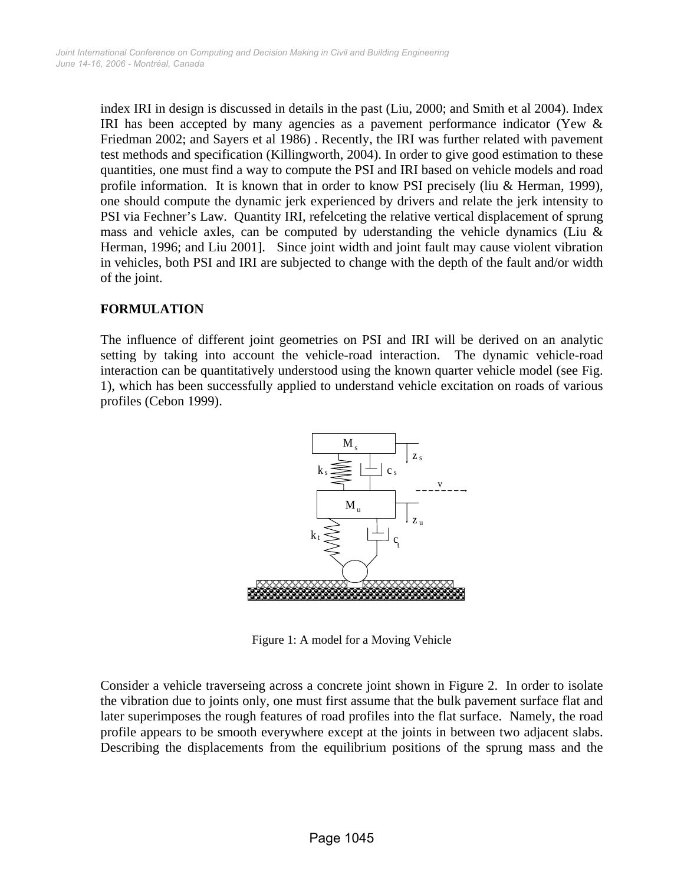index IRI in design is discussed in details in the past (Liu, 2000; and Smith et al 2004). Index IRI has been accepted by many agencies as a pavement performance indicator (Yew & Friedman 2002; and Sayers et al 1986) . Recently, the IRI was further related with pavement test methods and specification (Killingworth, 2004). In order to give good estimation to these quantities, one must find a way to compute the PSI and IRI based on vehicle models and road profile information. It is known that in order to know PSI precisely (liu & Herman, 1999), one should compute the dynamic jerk experienced by drivers and relate the jerk intensity to PSI via Fechner's Law. Quantity IRI, refelceting the relative vertical displacement of sprung mass and vehicle axles, can be computed by uderstanding the vehicle dynamics (Liu & Herman, 1996; and Liu 2001]. Since joint width and joint fault may cause violent vibration in vehicles, both PSI and IRI are subjected to change with the depth of the fault and/or width of the joint.

## FORMULATION

The influence of different joint geometries on PSI and IRI will be derived on an analytic setting by taking into account the vehicle-road interaction. The dynamic vehicle-road interaction can be quantitatively understood using the known quarter vehicle model (see Fig. 1), which has been successfully applied to understand vehicle excitation on roads of various profiles (Cebon 1999).

Figure 1: A model for a Moving Vehicle

Consider a vehicle traverseing across a concrete joint shown in Figure 2. In order to isolate the vibration due to joints only, one must first assume that the bulk pavement surface flat and later superimposes the rough features of road profiles into the flat surface. Namely, the road profile appears to be smooth everywhere except at the joints in between two adjacent slabs. Describing the displacements from the equilibrium positions of the sprung mass and the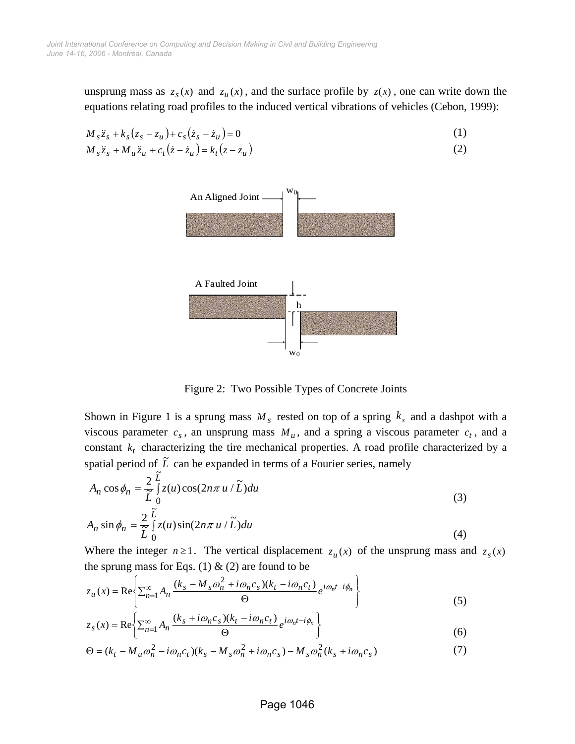unsprung mass as $z_s(x)$ and $z_u(x)$, and the surface profile by $z(x)$, one can write down the equations relating road profiles to the induced vertical vibrations of vehicles (Cebon, 1999):

$$M_s \ddot{z}_s + k_s(z_s - z_u) + c_s(\dot{z}_s - \dot{z}_u) = 0 \tag{1}$$

$$M_s \ddot{z}_s + M_u \ddot{z}_u + c_t(\dot{z} - \dot{z}_u) = k_t(z - z_u) \tag{2}$$

An Aligned Joint $w_0$

A Faulted Joint $h$ $w_0$

Figure 2: Two Possible Types of Concrete Joints

Shown in Figure 1 is a sprung mass $M_s$ rested on top of a spring $k_s$ and a dashpot with a viscous parameter $c_s$, an unsprung mass $M_u$, and a spring a viscous parameter $c_t$, and a constant $k_t$ characterizing the tire mechanical properties. A road profile characterized by a spatial period of $\tilde{L}$ can be expanded in terms of a Fourier series, namely

$$A_n \cos\phi_n = \frac{2}{\tilde{L}} \int_0^{\tilde{L}} z(u)\cos(2n\pi\, u / \tilde{L})du \tag{3}$$

$$A_n \sin\phi_n = \frac{2}{\tilde{L}} \int_0^{\tilde{L}} z(u)\sin(2n\pi\, u / \tilde{L})du \tag{4}$$

Where the integer $n \geq 1$. The vertical displacement $z_u(x)$ of the unsprung mass and $z_s(x)$ the sprung mass for Eqs. (1) & (2) are found to be

$$z_u(x) = \text{Re}\left\{ \sum_{n=1}^{\infty} A_n \frac{(k_s - M_s\omega_n^2 + i\omega_n c_s)(k_t - i\omega_n c_t)}{\Theta} e^{i\omega_n t - i\phi_n} \right\} \tag{5}$$

$$z_s(x) = \text{Re}\left\{ \sum_{n=1}^{\infty} A_n \frac{(k_s + i\omega_n c_s)(k_t - i\omega_n c_t)}{\Theta} e^{i\omega_n t - i\phi_n} \right\} \tag{6}$$

$$\Theta = (k_t - M_u\omega_n^2 - i\omega_n c_t)(k_s - M_s\omega_n^2 + i\omega_n c_s) - M_s\omega_n^2(k_s + i\omega_n c_s) \tag{7}$$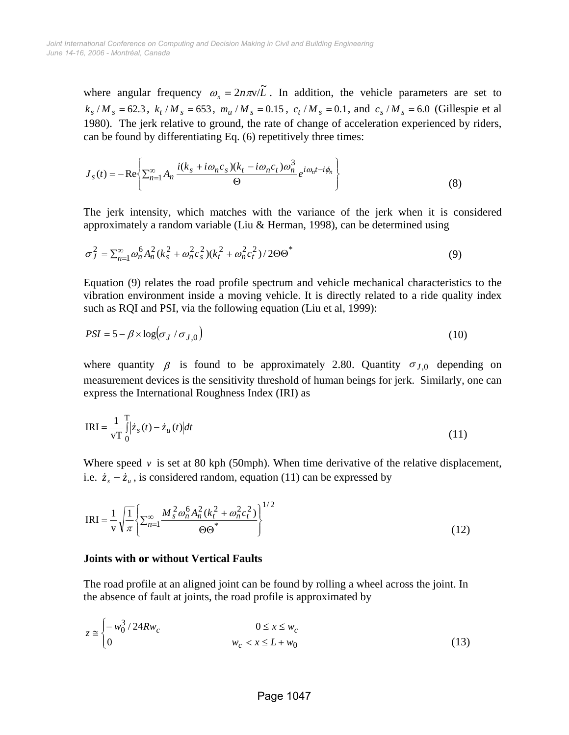where angular frequency $\omega_n = 2n\pi v/\widetilde{L}$. In addition, the vehicle parameters are set to $k_s / M_s = 62.3$, $k_t / M_s = 653$, $m_u / M_s = 0.15$, $c_t / M_s = 0.1$, and $c_s / M_s = 6.0$ (Gillespie et al 1980). The jerk relative to ground, the rate of change of acceleration experienced by riders, can be found by differentiating Eq. (6) repetitively three times:

$$J_s(t) = -\mathrm{Re}\left\{ \sum_{n=1}^{\infty} A_n \frac{i(k_s + i\omega_n c_s)(k_t - i\omega_n c_t)\omega_n^3}{\Theta} e^{i\omega_n t - i\phi_n} \right\} \tag{8}$$

The jerk intensity, which matches with the variance of the jerk when it is considered approximately a random variable (Liu & Herman, 1998), can be determined using

$$\sigma_J^2 = \sum_{n=1}^{\infty} \omega_n^6 A_n^2 (k_s^2 + \omega_n^2 c_s^2)(k_t^2 + \omega_n^2 c_t^2) / 2\Theta\Theta^* \tag{9}$$

Equation (9) relates the road profile spectrum and vehicle mechanical characteristics to the vibration environment inside a moving vehicle. It is directly related to a ride quality index such as RQI and PSI, via the following equation (Liu et al, 1999):

$$PSI = 5 - \beta \times \log\left(\sigma_J / \sigma_{J,0}\right) \tag{10}$$

where quantity $\beta$ is found to be approximately 2.80. Quantity $\sigma_{J,0}$ depending on measurement devices is the sensitivity threshold of human beings for jerk. Similarly, one can express the International Roughness Index (IRI) as

$$\mathrm{IRI} = \frac{1}{\mathrm{vT}} \int_0^{\mathrm{T}} \left| \dot{z}_s(t) - \dot{z}_u(t) \right| dt \tag{11}$$

Where speed $v$ is set at 80 kph (50mph). When time derivative of the relative displacement, i.e. $\dot{z}_s - \dot{z}_u$, is considered random, equation (11) can be expressed by

$$\mathrm{IRI} = \frac{1}{\mathrm{v}} \sqrt{\frac{1}{\pi}} \left\{ \sum_{n=1}^{\infty} \frac{M_s^2 \omega_n^6 A_n^2 (k_t^2 + \omega_n^2 c_t^2)}{\Theta\Theta^*} \right\}^{1/2} \tag{12}$$

**Joints with or without Vertical Faults**

The road profile at an aligned joint can be found by rolling a wheel across the joint. In the absence of fault at joints, the road profile is approximated by

$$z \cong \begin{cases} -w_0^3 / 24Rw_c & 0 \le x \le w_c \\ 0 & w_c < x \le L + w_0 \end{cases} \tag{13}$$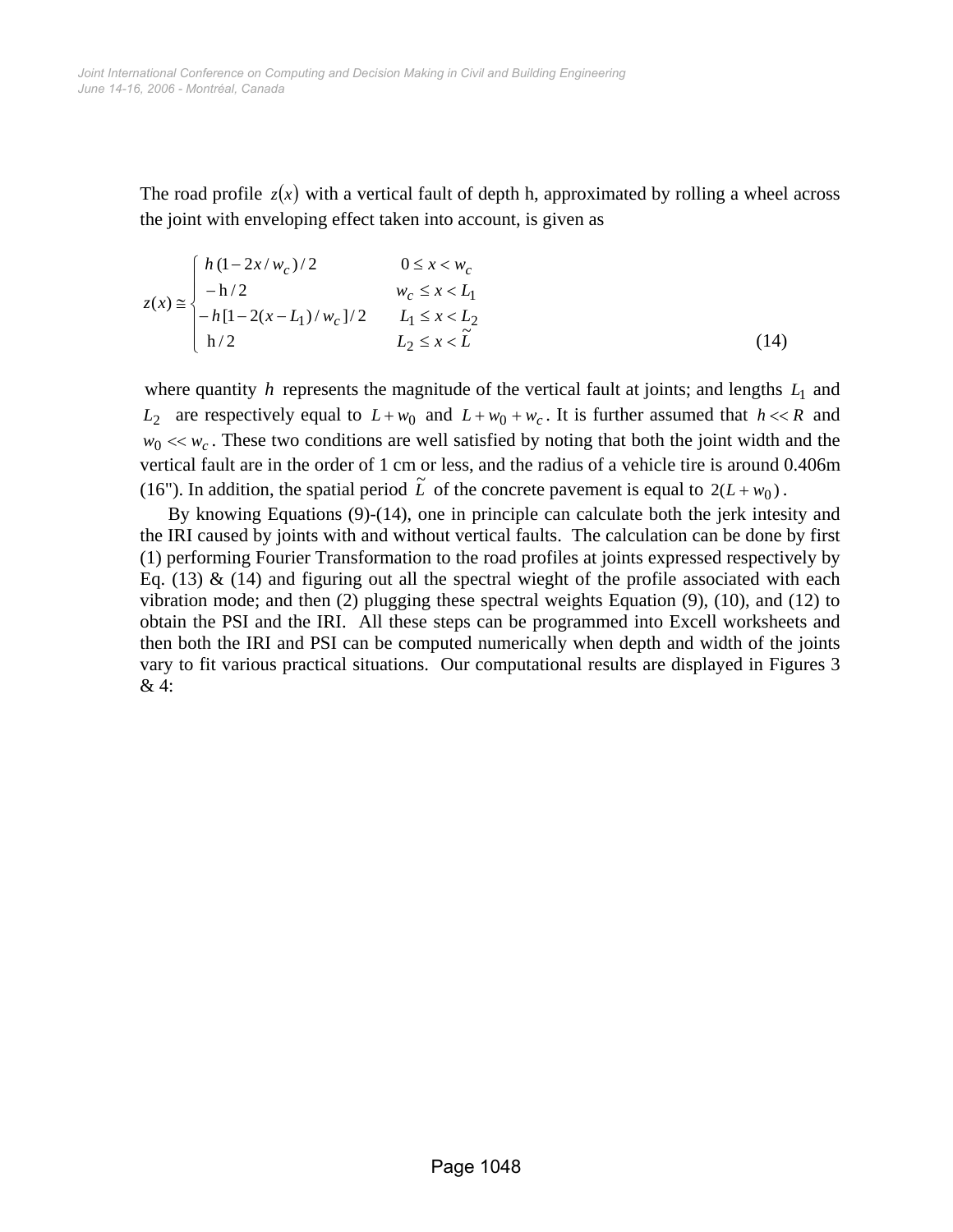The road profile $z(x)$ with a vertical fault of depth h, approximated by rolling a wheel across the joint with enveloping effect taken into account, is given as

$$
z(x) \cong \begin{cases} h\,(1-2x/w_c)/2 & 0 \le x < w_c \\ -\mathrm{h}/2 & w_c \le x < L_1 \\ -h\,[1-2(x-L_1)/w_c]/2 & L_1 \le x < L_2 \\ \mathrm{h}/2 & L_2 \le x < \tilde{L} \end{cases} \tag{14}
$$

where quantity $h$ represents the magnitude of the vertical fault at joints; and lengths $L_1$ and $L_2$ are respectively equal to $L + w_0$ and $L + w_0 + w_c$. It is further assumed that $h << R$ and $w_0 << w_c$. These two conditions are well satisfied by noting that both the joint width and the vertical fault are in the order of 1 cm or less, and the radius of a vehicle tire is around 0.406m (16"). In addition, the spatial period $\tilde{L}$ of the concrete pavement is equal to $2(L + w_0)$.

By knowing Equations (9)-(14), one in principle can calculate both the jerk intesity and the IRI caused by joints with and without vertical faults. The calculation can be done by first (1) performing Fourier Transformation to the road profiles at joints expressed respectively by Eq. (13) & (14) and figuring out all the spectral wieght of the profile associated with each vibration mode; and then (2) plugging these spectral weights Equation (9), (10), and (12) to obtain the PSI and the IRI. All these steps can be programmed into Excell worksheets and then both the IRI and PSI can be computed numerically when depth and width of the joints vary to fit various practical situations. Our computational results are displayed in Figures 3 & 4: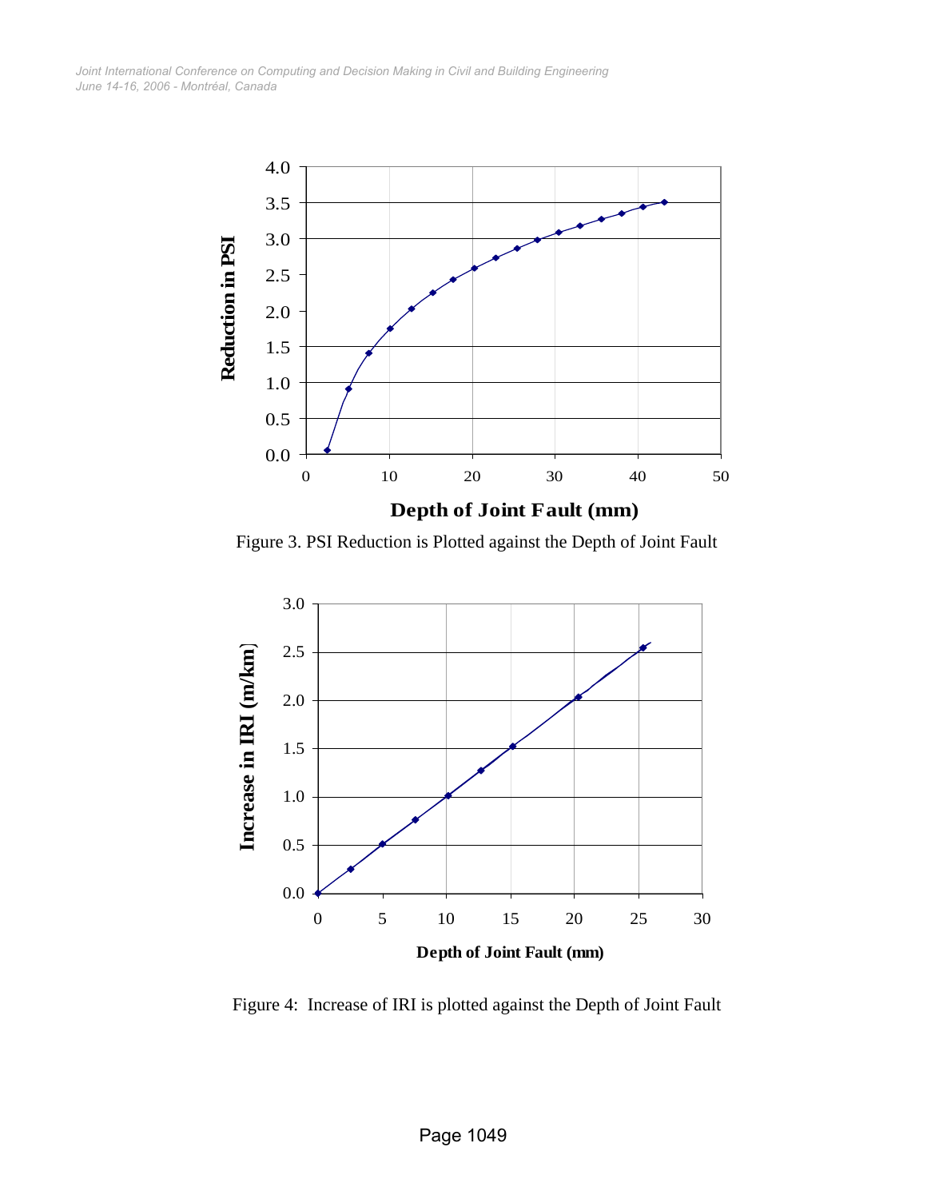Figure 3. PSI Reduction is Plotted against the Depth of Joint Fault

Figure 4: Increase of IRI is plotted against the Depth of Joint Fault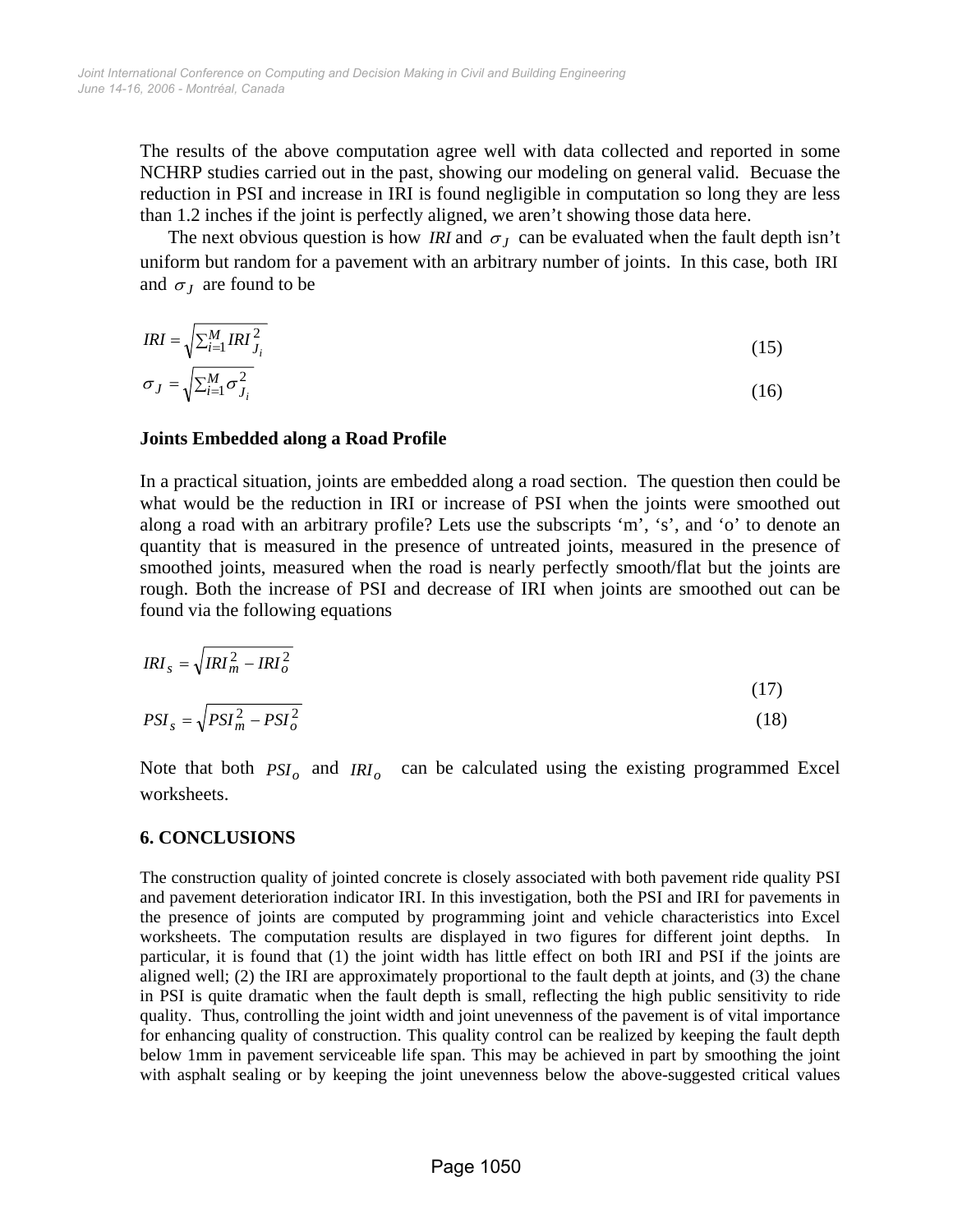The results of the above computation agree well with data collected and reported in some NCHRP studies carried out in the past, showing our modeling on general valid. Becuase the reduction in PSI and increase in IRI is found negligible in computation so long they are less than 1.2 inches if the joint is perfectly aligned, we aren't showing those data here.

The next obvious question is how $IRI$ and $\sigma_J$ can be evaluated when the fault depth isn't uniform but random for a pavement with an arbitrary number of joints. In this case, both IRI and $\sigma_J$ are found to be

$$IRI = \sqrt{\sum_{i=1}^{M} IRI_{J_i}^2} \tag{15}$$

$$\sigma_J = \sqrt{\sum_{i=1}^{M} \sigma_{J_i}^2} \tag{16}$$

**Joints Embedded along a Road Profile**

In a practical situation, joints are embedded along a road section. The question then could be what would be the reduction in IRI or increase of PSI when the joints were smoothed out along a road with an arbitrary profile? Lets use the subscripts 'm', 's', and 'o' to denote an quantity that is measured in the presence of untreated joints, measured in the presence of smoothed joints, measured when the road is nearly perfectly smooth/flat but the joints are rough. Both the increase of PSI and decrease of IRI when joints are smoothed out can be found via the following equations

$$IRI_s = \sqrt{IRI_m^2 - IRI_o^2} \tag{17}$$

$$PSI_s = \sqrt{PSI_m^2 - PSI_o^2} \tag{18}$$

Note that both $PSI_o$ and $IRI_o$ can be calculated using the existing programmed Excel worksheets.

## 6. CONCLUSIONS

The construction quality of jointed concrete is closely associated with both pavement ride quality PSI and pavement deterioration indicator IRI. In this investigation, both the PSI and IRI for pavements in the presence of joints are computed by programming joint and vehicle characteristics into Excel worksheets. The computation results are displayed in two figures for different joint depths. In particular, it is found that (1) the joint width has little effect on both IRI and PSI if the joints are aligned well; (2) the IRI are approximately proportional to the fault depth at joints, and (3) the chane in PSI is quite dramatic when the fault depth is small, reflecting the high public sensitivity to ride quality. Thus, controlling the joint width and joint unevenness of the pavement is of vital importance for enhancing quality of construction. This quality control can be realized by keeping the fault depth below 1mm in pavement serviceable life span. This may be achieved in part by smoothing the joint with asphalt sealing or by keeping the joint unevenness below the above-suggested critical values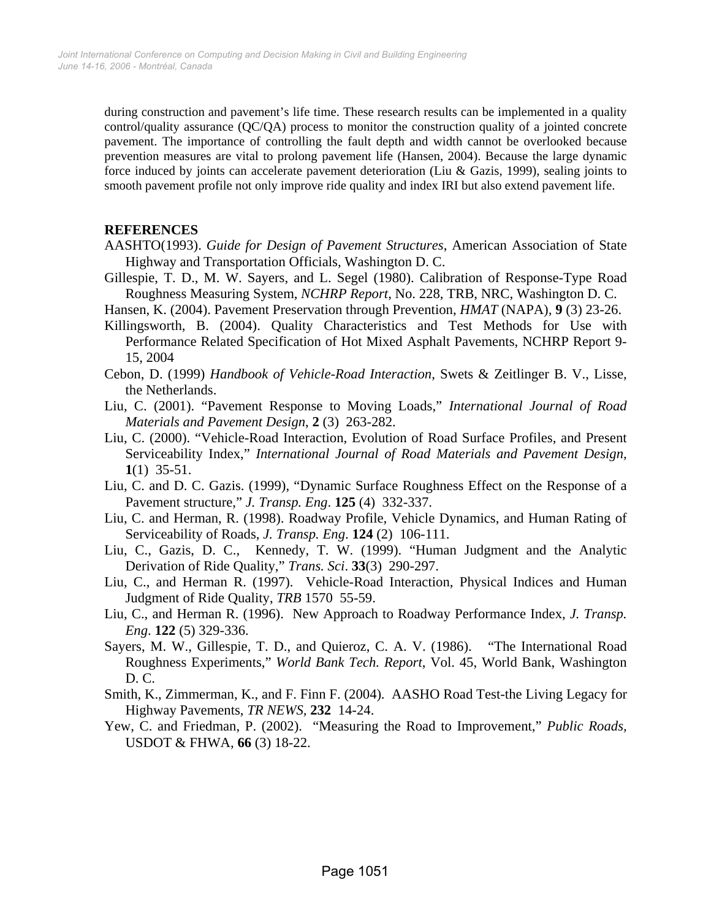during construction and pavement's life time. These research results can be implemented in a quality control/quality assurance (QC/QA) process to monitor the construction quality of a jointed concrete pavement. The importance of controlling the fault depth and width cannot be overlooked because prevention measures are vital to prolong pavement life (Hansen, 2004). Because the large dynamic force induced by joints can accelerate pavement deterioration (Liu & Gazis, 1999), sealing joints to smooth pavement profile not only improve ride quality and index IRI but also extend pavement life.

## REFERENCES

AASHTO(1993). *Guide for Design of Pavement Structures*, American Association of State Highway and Transportation Officials, Washington D. C.

Gillespie, T. D., M. W. Sayers, and L. Segel (1980). Calibration of Response-Type Road Roughness Measuring System, *NCHRP Report*, No. 228, TRB, NRC, Washington D. C.

Hansen, K. (2004). Pavement Preservation through Prevention, *HMAT* (NAPA), **9** (3) 23-26.

Killingsworth, B. (2004). Quality Characteristics and Test Methods for Use with Performance Related Specification of Hot Mixed Asphalt Pavements, NCHRP Report 9-15, 2004

Cebon, D. (1999) *Handbook of Vehicle-Road Interaction*, Swets & Zeitlinger B. V., Lisse, the Netherlands.

Liu, C. (2001). "Pavement Response to Moving Loads," *International Journal of Road Materials and Pavement Design*, **2** (3) 263-282.

Liu, C. (2000). "Vehicle-Road Interaction, Evolution of Road Surface Profiles, and Present Serviceability Index," *International Journal of Road Materials and Pavement Design,* **1**(1) 35-51.

Liu, C. and D. C. Gazis. (1999), "Dynamic Surface Roughness Effect on the Response of a Pavement structure," *J. Transp. Eng*. **125** (4) 332-337.

Liu, C. and Herman, R. (1998). Roadway Profile, Vehicle Dynamics, and Human Rating of Serviceability of Roads, *J. Transp. Eng*. **124** (2) 106-111.

Liu, C., Gazis, D. C., Kennedy, T. W. (1999). "Human Judgment and the Analytic Derivation of Ride Quality," *Trans. Sci*. **33**(3) 290-297.

Liu, C., and Herman R. (1997). Vehicle-Road Interaction, Physical Indices and Human Judgment of Ride Quality, *TRB* 1570 55-59.

Liu, C., and Herman R. (1996). New Approach to Roadway Performance Index, *J. Transp. Eng*. **122** (5) 329-336.

Sayers, M. W., Gillespie, T. D., and Quieroz, C. A. V. (1986). "The International Road Roughness Experiments," *World Bank Tech. Report*, Vol. 45, World Bank, Washington D. C.

Smith, K., Zimmerman, K., and F. Finn F. (2004). AASHO Road Test-the Living Legacy for Highway Pavements, *TR NEWS*, **232** 14-24.

Yew, C. and Friedman, P. (2002). "Measuring the Road to Improvement," *Public Roads*, USDOT & FHWA, **66** (3) 18-22.